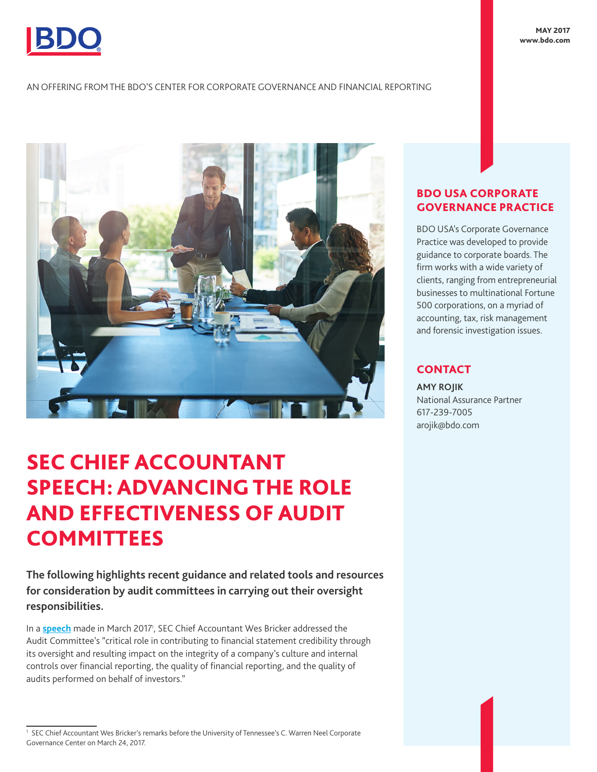MAY 2017
www.bdo.com

AN OFFERING FROM THE BDO'S CENTER FOR CORPORATE GOVERNANCE AND FINANCIAL REPORTING

# SEC CHIEF ACCOUNTANT SPEECH: ADVANCING THE ROLE AND EFFECTIVENESS OF AUDIT COMMITTEES

**The following highlights recent guidance and related tools and resources for consideration by audit committees in carrying out their oversight responsibilities.**

In a **speech** made in March 2017[1], SEC Chief Accountant Wes Bricker addressed the Audit Committee's "critical role in contributing to financial statement credibility through its oversight and resulting impact on the integrity of a company's culture and internal controls over financial reporting, the quality of financial reporting, and the quality of audits performed on behalf of investors."

## BDO USA CORPORATE GOVERNANCE PRACTICE

BDO USA's Corporate Governance Practice was developed to provide guidance to corporate boards. The firm works with a wide variety of clients, ranging from entrepreneurial businesses to multinational Fortune 500 corporations, on a myriad of accounting, tax, risk management and forensic investigation issues.

## CONTACT

**AMY ROJIK**
National Assurance Partner
617-239-7005
arojik@bdo.com

---

[1] SEC Chief Accountant Wes Bricker's remarks before the University of Tennessee's C. Warren Neel Corporate Governance Center on March 24, 2017.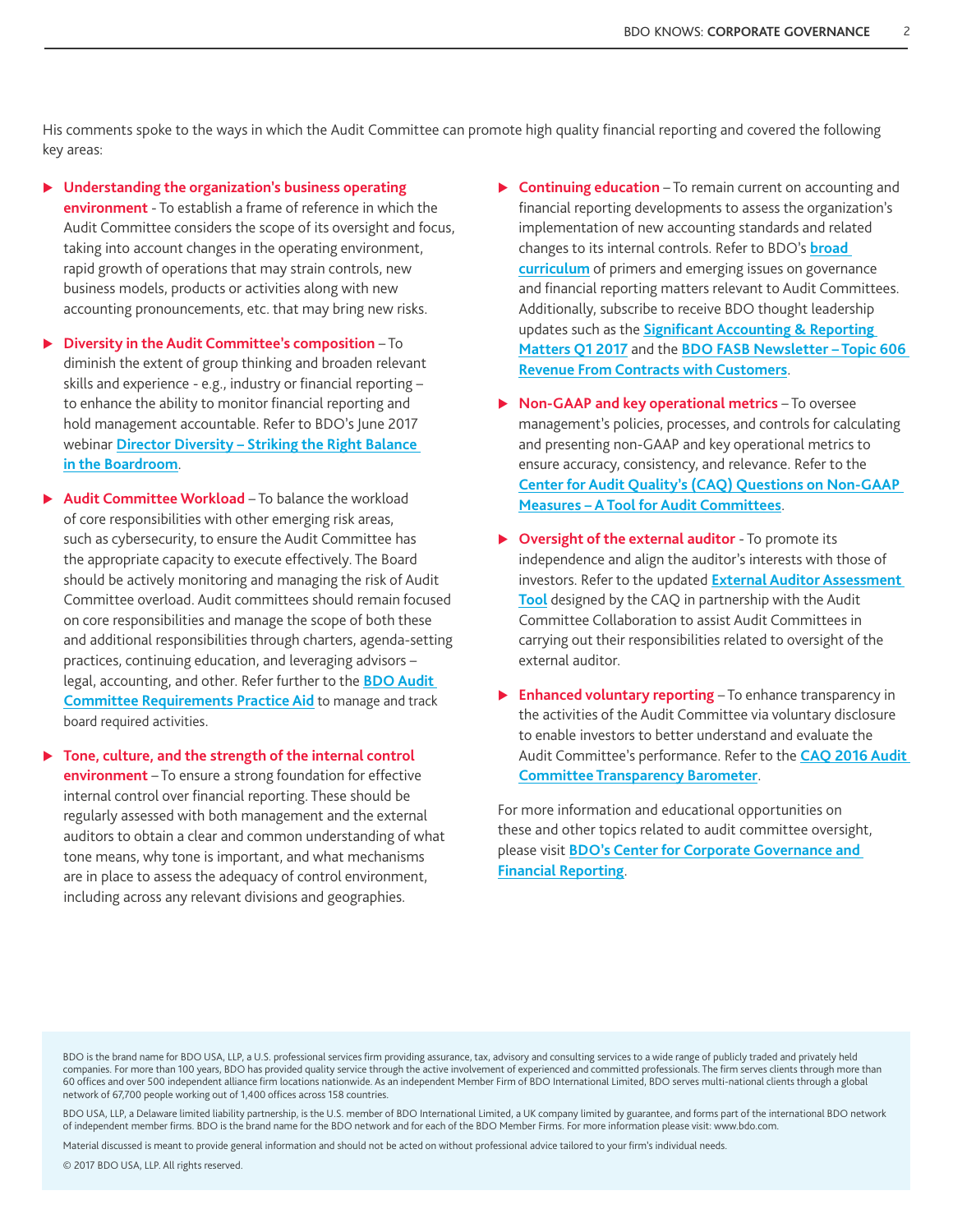His comments spoke to the ways in which the Audit Committee can promote high quality financial reporting and covered the following key areas:

- **Understanding the organization's business operating environment** - To establish a frame of reference in which the Audit Committee considers the scope of its oversight and focus, taking into account changes in the operating environment, rapid growth of operations that may strain controls, new business models, products or activities along with new accounting pronouncements, etc. that may bring new risks.

- **Diversity in the Audit Committee's composition** – To diminish the extent of group thinking and broaden relevant skills and experience - e.g., industry or financial reporting – to enhance the ability to monitor financial reporting and hold management accountable. Refer to BDO's June 2017 webinar **Director Diversity – Striking the Right Balance in the Boardroom**.

- **Audit Committee Workload** – To balance the workload of core responsibilities with other emerging risk areas, such as cybersecurity, to ensure the Audit Committee has the appropriate capacity to execute effectively. The Board should be actively monitoring and managing the risk of Audit Committee overload. Audit committees should remain focused on core responsibilities and manage the scope of both these and additional responsibilities through charters, agenda-setting practices, continuing education, and leveraging advisors – legal, accounting, and other. Refer further to the **BDO Audit Committee Requirements Practice Aid** to manage and track board required activities.

- **Tone, culture, and the strength of the internal control environment** – To ensure a strong foundation for effective internal control over financial reporting. These should be regularly assessed with both management and the external auditors to obtain a clear and common understanding of what tone means, why tone is important, and what mechanisms are in place to assess the adequacy of control environment, including across any relevant divisions and geographies.

- **Continuing education** – To remain current on accounting and financial reporting developments to assess the organization's implementation of new accounting standards and related changes to its internal controls. Refer to BDO's **broad curriculum** of primers and emerging issues on governance and financial reporting matters relevant to Audit Committees. Additionally, subscribe to receive BDO thought leadership updates such as the **Significant Accounting & Reporting Matters Q1 2017** and the **BDO FASB Newsletter – Topic 606 Revenue From Contracts with Customers**.

- **Non-GAAP and key operational metrics** – To oversee management's policies, processes, and controls for calculating and presenting non-GAAP and key operational metrics to ensure accuracy, consistency, and relevance. Refer to the **Center for Audit Quality's (CAQ) Questions on Non-GAAP Measures – A Tool for Audit Committees**.

- **Oversight of the external auditor** - To promote its independence and align the auditor's interests with those of investors. Refer to the updated **External Auditor Assessment Tool** designed by the CAQ in partnership with the Audit Committee Collaboration to assist Audit Committees in carrying out their responsibilities related to oversight of the external auditor.

- **Enhanced voluntary reporting** – To enhance transparency in the activities of the Audit Committee via voluntary disclosure to enable investors to better understand and evaluate the Audit Committee's performance. Refer to the **CAQ 2016 Audit Committee Transparency Barometer**.

For more information and educational opportunities on these and other topics related to audit committee oversight, please visit **BDO's Center for Corporate Governance and Financial Reporting**.

BDO is the brand name for BDO USA, LLP, a U.S. professional services firm providing assurance, tax, advisory and consulting services to a wide range of publicly traded and privately held companies. For more than 100 years, BDO has provided quality service through the active involvement of experienced and committed professionals. The firm serves clients through more than 60 offices and over 500 independent alliance firm locations nationwide. As an independent Member Firm of BDO International Limited, BDO serves multi-national clients through a global network of 67,700 people working out of 1,400 offices across 158 countries.

BDO USA, LLP, a Delaware limited liability partnership, is the U.S. member of BDO International Limited, a UK company limited by guarantee, and forms part of the international BDO network of independent member firms. BDO is the brand name for the BDO network and for each of the BDO Member Firms. For more information please visit: www.bdo.com.

Material discussed is meant to provide general information and should not be acted on without professional advice tailored to your firm's individual needs.

© 2017 BDO USA, LLP. All rights reserved.